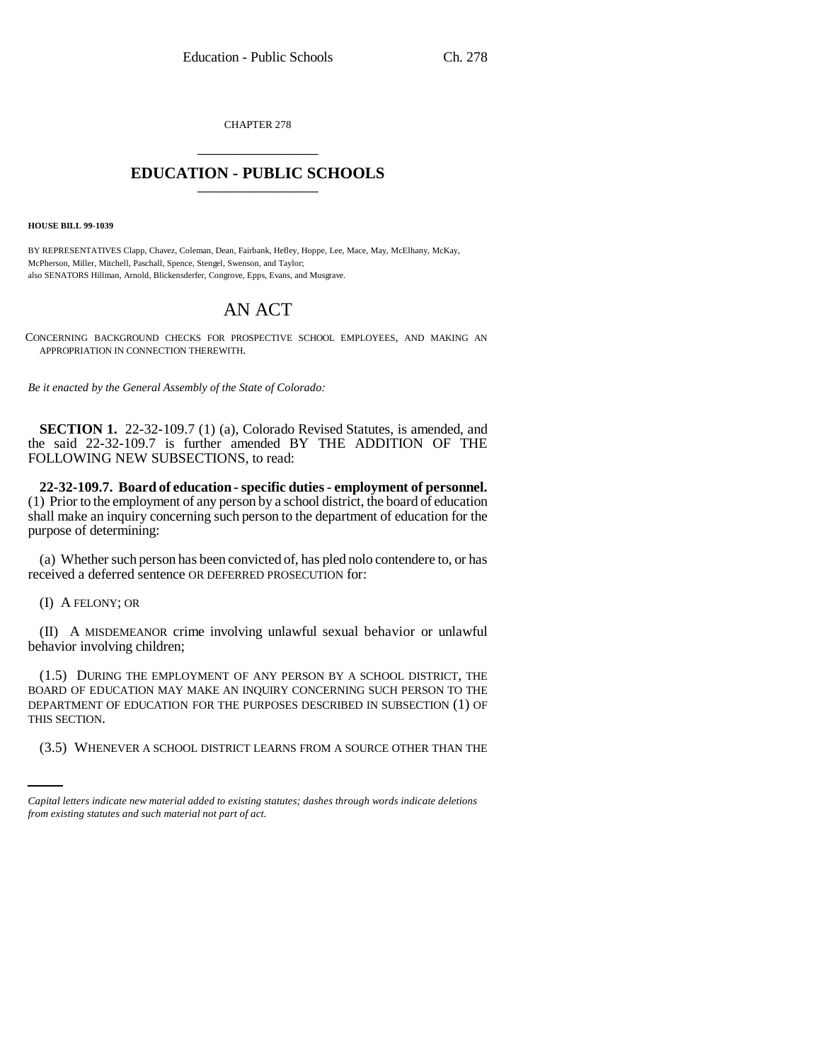CHAPTER 278

# EDUCATION - PUBLIC SCHOOLS

**HOUSE BILL 99-1039**

BY REPRESENTATIVES Clapp, Chavez, Coleman, Dean, Fairbank, Hefley, Hoppe, Lee, Mace, May, McElhany, McKay, McPherson, Miller, Mitchell, Paschall, Spence, Stengel, Swenson, and Taylor;
also SENATORS Hillman, Arnold, Blickensderfer, Congrove, Epps, Evans, and Musgrave.

# AN ACT

CONCERNING BACKGROUND CHECKS FOR PROSPECTIVE SCHOOL EMPLOYEES, AND MAKING AN APPROPRIATION IN CONNECTION THEREWITH.

*Be it enacted by the General Assembly of the State of Colorado:*

**SECTION 1.** 22-32-109.7 (1) (a), Colorado Revised Statutes, is amended, and the said 22-32-109.7 is further amended BY THE ADDITION OF THE FOLLOWING NEW SUBSECTIONS, to read:

**22-32-109.7. Board of education - specific duties - employment of personnel.** (1) Prior to the employment of any person by a school district, the board of education shall make an inquiry concerning such person to the department of education for the purpose of determining:

(a) Whether such person has been convicted of, has pled nolo contendere to, or has received a deferred sentence OR DEFERRED PROSECUTION for:

(I) A FELONY; OR

(II) A MISDEMEANOR crime involving unlawful sexual behavior or unlawful behavior involving children;

(1.5) DURING THE EMPLOYMENT OF ANY PERSON BY A SCHOOL DISTRICT, THE BOARD OF EDUCATION MAY MAKE AN INQUIRY CONCERNING SUCH PERSON TO THE DEPARTMENT OF EDUCATION FOR THE PURPOSES DESCRIBED IN SUBSECTION (1) OF THIS SECTION.

(3.5) WHENEVER A SCHOOL DISTRICT LEARNS FROM A SOURCE OTHER THAN THE

*Capital letters indicate new material added to existing statutes; dashes through words indicate deletions from existing statutes and such material not part of act.*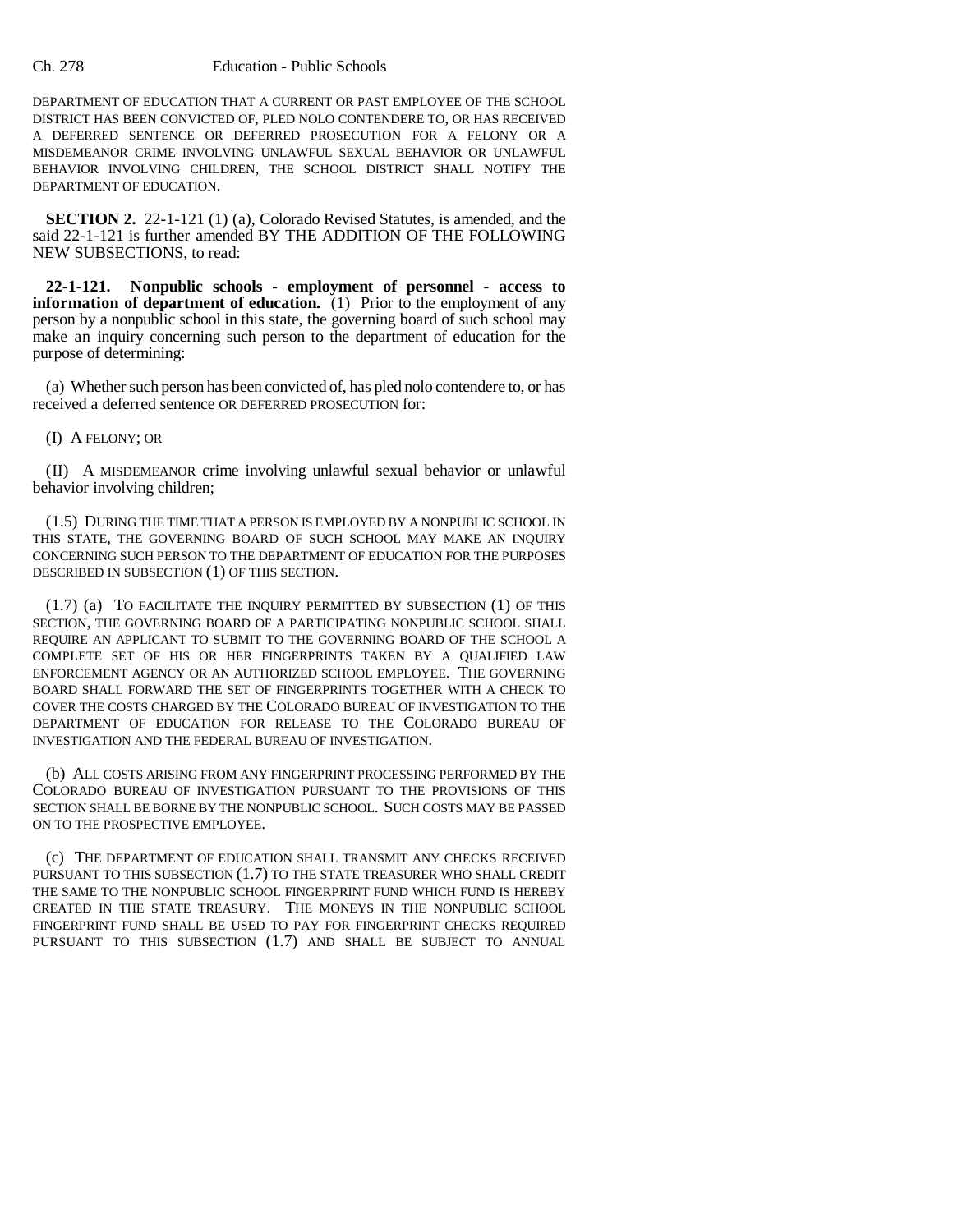DEPARTMENT OF EDUCATION THAT A CURRENT OR PAST EMPLOYEE OF THE SCHOOL DISTRICT HAS BEEN CONVICTED OF, PLED NOLO CONTENDERE TO, OR HAS RECEIVED A DEFERRED SENTENCE OR DEFERRED PROSECUTION FOR A FELONY OR A MISDEMEANOR CRIME INVOLVING UNLAWFUL SEXUAL BEHAVIOR OR UNLAWFUL BEHAVIOR INVOLVING CHILDREN, THE SCHOOL DISTRICT SHALL NOTIFY THE DEPARTMENT OF EDUCATION.

**SECTION 2.** 22-1-121 (1) (a), Colorado Revised Statutes, is amended, and the said 22-1-121 is further amended BY THE ADDITION OF THE FOLLOWING NEW SUBSECTIONS, to read:

**22-1-121. Nonpublic schools - employment of personnel - access to information of department of education.** (1) Prior to the employment of any person by a nonpublic school in this state, the governing board of such school may make an inquiry concerning such person to the department of education for the purpose of determining:

(a) Whether such person has been convicted of, has pled nolo contendere to, or has received a deferred sentence OR DEFERRED PROSECUTION for:

(I) A FELONY; OR

(II) A MISDEMEANOR crime involving unlawful sexual behavior or unlawful behavior involving children;

(1.5) DURING THE TIME THAT A PERSON IS EMPLOYED BY A NONPUBLIC SCHOOL IN THIS STATE, THE GOVERNING BOARD OF SUCH SCHOOL MAY MAKE AN INQUIRY CONCERNING SUCH PERSON TO THE DEPARTMENT OF EDUCATION FOR THE PURPOSES DESCRIBED IN SUBSECTION (1) OF THIS SECTION.

(1.7) (a) TO FACILITATE THE INQUIRY PERMITTED BY SUBSECTION (1) OF THIS SECTION, THE GOVERNING BOARD OF A PARTICIPATING NONPUBLIC SCHOOL SHALL REQUIRE AN APPLICANT TO SUBMIT TO THE GOVERNING BOARD OF THE SCHOOL A COMPLETE SET OF HIS OR HER FINGERPRINTS TAKEN BY A QUALIFIED LAW ENFORCEMENT AGENCY OR AN AUTHORIZED SCHOOL EMPLOYEE. THE GOVERNING BOARD SHALL FORWARD THE SET OF FINGERPRINTS TOGETHER WITH A CHECK TO COVER THE COSTS CHARGED BY THE COLORADO BUREAU OF INVESTIGATION TO THE DEPARTMENT OF EDUCATION FOR RELEASE TO THE COLORADO BUREAU OF INVESTIGATION AND THE FEDERAL BUREAU OF INVESTIGATION.

(b) ALL COSTS ARISING FROM ANY FINGERPRINT PROCESSING PERFORMED BY THE COLORADO BUREAU OF INVESTIGATION PURSUANT TO THE PROVISIONS OF THIS SECTION SHALL BE BORNE BY THE NONPUBLIC SCHOOL. SUCH COSTS MAY BE PASSED ON TO THE PROSPECTIVE EMPLOYEE.

(c) THE DEPARTMENT OF EDUCATION SHALL TRANSMIT ANY CHECKS RECEIVED PURSUANT TO THIS SUBSECTION (1.7) TO THE STATE TREASURER WHO SHALL CREDIT THE SAME TO THE NONPUBLIC SCHOOL FINGERPRINT FUND WHICH FUND IS HEREBY CREATED IN THE STATE TREASURY. THE MONEYS IN THE NONPUBLIC SCHOOL FINGERPRINT FUND SHALL BE USED TO PAY FOR FINGERPRINT CHECKS REQUIRED PURSUANT TO THIS SUBSECTION (1.7) AND SHALL BE SUBJECT TO ANNUAL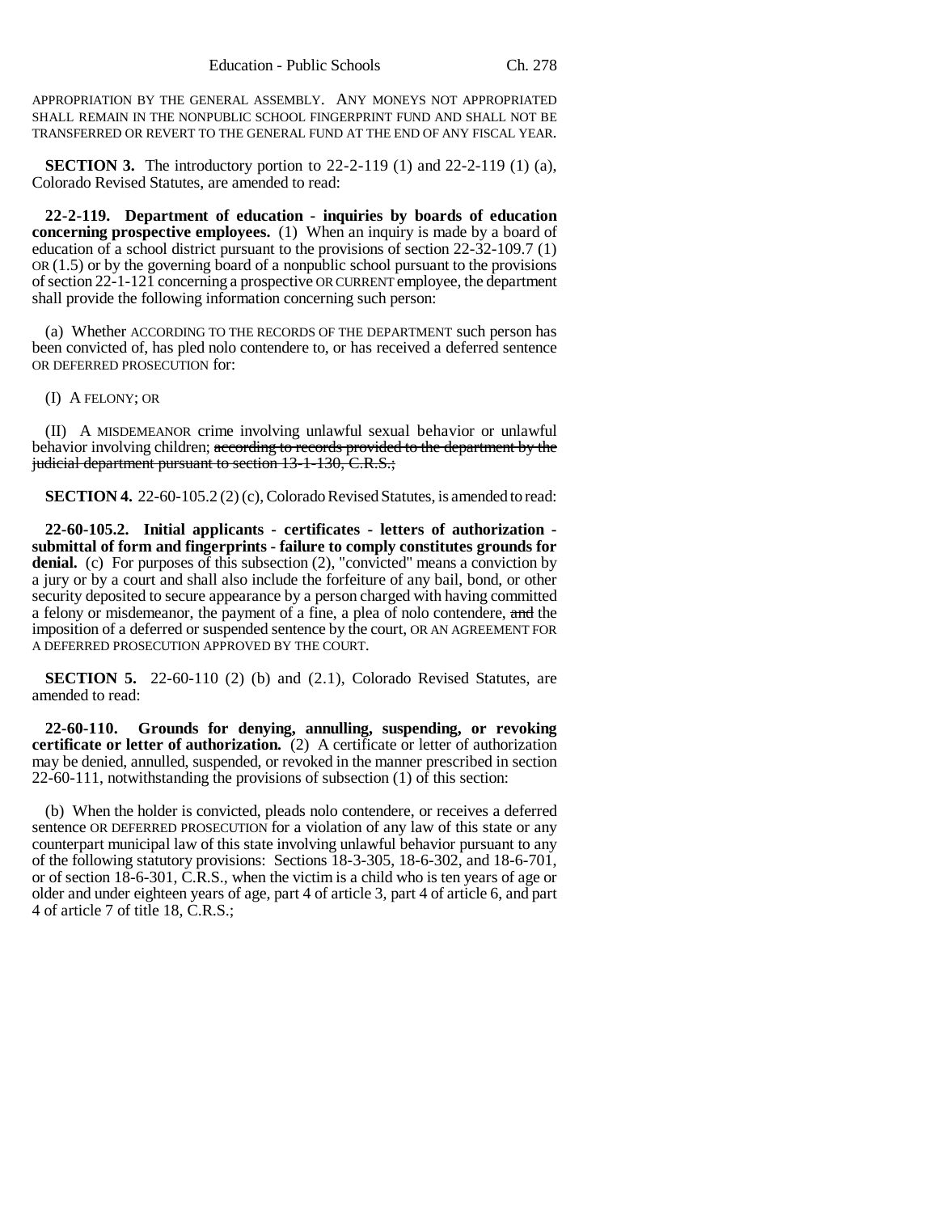APPROPRIATION BY THE GENERAL ASSEMBLY. ANY MONEYS NOT APPROPRIATED SHALL REMAIN IN THE NONPUBLIC SCHOOL FINGERPRINT FUND AND SHALL NOT BE TRANSFERRED OR REVERT TO THE GENERAL FUND AT THE END OF ANY FISCAL YEAR.

**SECTION 3.** The introductory portion to 22-2-119 (1) and 22-2-119 (1) (a), Colorado Revised Statutes, are amended to read:

**22-2-119. Department of education - inquiries by boards of education concerning prospective employees.** (1) When an inquiry is made by a board of education of a school district pursuant to the provisions of section 22-32-109.7 (1) OR (1.5) or by the governing board of a nonpublic school pursuant to the provisions of section 22-1-121 concerning a prospective OR CURRENT employee, the department shall provide the following information concerning such person:

(a) Whether ACCORDING TO THE RECORDS OF THE DEPARTMENT such person has been convicted of, has pled nolo contendere to, or has received a deferred sentence OR DEFERRED PROSECUTION for:

(I) A FELONY; OR

(II) A MISDEMEANOR crime involving unlawful sexual behavior or unlawful behavior involving children; ~~according to records provided to the department by the judicial department pursuant to section 13-1-130, C.R.S.;~~

**SECTION 4.** 22-60-105.2 (2) (c), Colorado Revised Statutes, is amended to read:

**22-60-105.2. Initial applicants - certificates - letters of authorization - submittal of form and fingerprints - failure to comply constitutes grounds for denial.** (c) For purposes of this subsection (2), "convicted" means a conviction by a jury or by a court and shall also include the forfeiture of any bail, bond, or other security deposited to secure appearance by a person charged with having committed a felony or misdemeanor, the payment of a fine, a plea of nolo contendere, ~~and~~ the imposition of a deferred or suspended sentence by the court, OR AN AGREEMENT FOR A DEFERRED PROSECUTION APPROVED BY THE COURT.

**SECTION 5.** 22-60-110 (2) (b) and (2.1), Colorado Revised Statutes, are amended to read:

**22-60-110. Grounds for denying, annulling, suspending, or revoking certificate or letter of authorization.** (2) A certificate or letter of authorization may be denied, annulled, suspended, or revoked in the manner prescribed in section 22-60-111, notwithstanding the provisions of subsection (1) of this section:

(b) When the holder is convicted, pleads nolo contendere, or receives a deferred sentence OR DEFERRED PROSECUTION for a violation of any law of this state or any counterpart municipal law of this state involving unlawful behavior pursuant to any of the following statutory provisions: Sections 18-3-305, 18-6-302, and 18-6-701, or of section 18-6-301, C.R.S., when the victim is a child who is ten years of age or older and under eighteen years of age, part 4 of article 3, part 4 of article 6, and part 4 of article 7 of title 18, C.R.S.;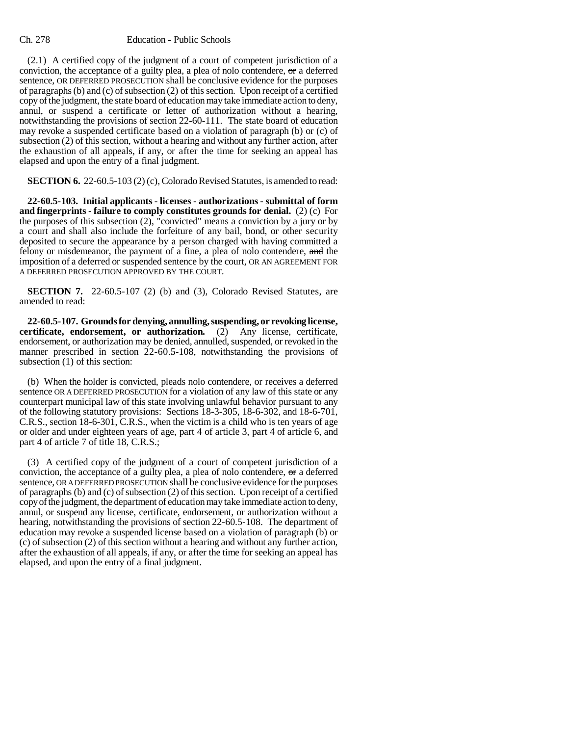(2.1) A certified copy of the judgment of a court of competent jurisdiction of a conviction, the acceptance of a guilty plea, a plea of nolo contendere, ~~or~~ a deferred sentence, OR DEFERRED PROSECUTION shall be conclusive evidence for the purposes of paragraphs (b) and (c) of subsection (2) of this section. Upon receipt of a certified copy of the judgment, the state board of education may take immediate action to deny, annul, or suspend a certificate or letter of authorization without a hearing, notwithstanding the provisions of section 22-60-111. The state board of education may revoke a suspended certificate based on a violation of paragraph (b) or (c) of subsection (2) of this section, without a hearing and without any further action, after the exhaustion of all appeals, if any, or after the time for seeking an appeal has elapsed and upon the entry of a final judgment.

**SECTION 6.** 22-60.5-103 (2) (c), Colorado Revised Statutes, is amended to read:

**22-60.5-103. Initial applicants - licenses - authorizations - submittal of form and fingerprints - failure to comply constitutes grounds for denial.** (2) (c) For the purposes of this subsection (2), "convicted" means a conviction by a jury or by a court and shall also include the forfeiture of any bail, bond, or other security deposited to secure the appearance by a person charged with having committed a felony or misdemeanor, the payment of a fine, a plea of nolo contendere, ~~and~~ the imposition of a deferred or suspended sentence by the court, OR AN AGREEMENT FOR A DEFERRED PROSECUTION APPROVED BY THE COURT.

**SECTION 7.** 22-60.5-107 (2) (b) and (3), Colorado Revised Statutes, are amended to read:

**22-60.5-107. Grounds for denying, annulling, suspending, or revoking license, certificate, endorsement, or authorization.** (2) Any license, certificate, endorsement, or authorization may be denied, annulled, suspended, or revoked in the manner prescribed in section 22-60.5-108, notwithstanding the provisions of subsection (1) of this section:

(b) When the holder is convicted, pleads nolo contendere, or receives a deferred sentence OR A DEFERRED PROSECUTION for a violation of any law of this state or any counterpart municipal law of this state involving unlawful behavior pursuant to any of the following statutory provisions: Sections 18-3-305, 18-6-302, and 18-6-701, C.R.S., section 18-6-301, C.R.S., when the victim is a child who is ten years of age or older and under eighteen years of age, part 4 of article 3, part 4 of article 6, and part 4 of article 7 of title 18, C.R.S.;

(3) A certified copy of the judgment of a court of competent jurisdiction of a conviction, the acceptance of a guilty plea, a plea of nolo contendere, ~~or~~ a deferred sentence, OR A DEFERRED PROSECUTION shall be conclusive evidence for the purposes of paragraphs (b) and (c) of subsection (2) of this section. Upon receipt of a certified copy of the judgment, the department of education may take immediate action to deny, annul, or suspend any license, certificate, endorsement, or authorization without a hearing, notwithstanding the provisions of section 22-60.5-108. The department of education may revoke a suspended license based on a violation of paragraph (b) or (c) of subsection (2) of this section without a hearing and without any further action, after the exhaustion of all appeals, if any, or after the time for seeking an appeal has elapsed, and upon the entry of a final judgment.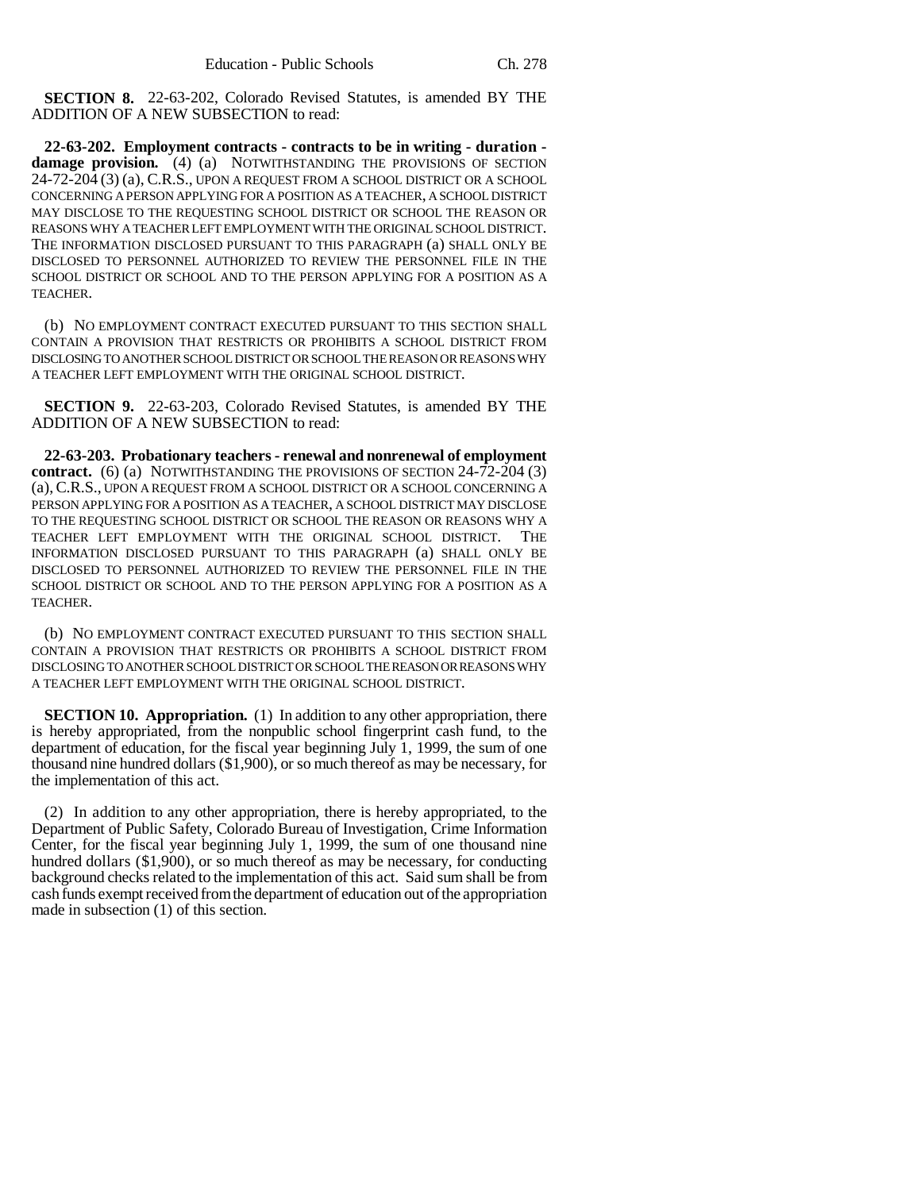**SECTION 8.** 22-63-202, Colorado Revised Statutes, is amended BY THE ADDITION OF A NEW SUBSECTION to read:

**22-63-202. Employment contracts - contracts to be in writing - duration - damage provision.** (4) (a) NOTWITHSTANDING THE PROVISIONS OF SECTION 24-72-204 (3) (a), C.R.S., UPON A REQUEST FROM A SCHOOL DISTRICT OR A SCHOOL CONCERNING A PERSON APPLYING FOR A POSITION AS A TEACHER, A SCHOOL DISTRICT MAY DISCLOSE TO THE REQUESTING SCHOOL DISTRICT OR SCHOOL THE REASON OR REASONS WHY A TEACHER LEFT EMPLOYMENT WITH THE ORIGINAL SCHOOL DISTRICT. THE INFORMATION DISCLOSED PURSUANT TO THIS PARAGRAPH (a) SHALL ONLY BE DISCLOSED TO PERSONNEL AUTHORIZED TO REVIEW THE PERSONNEL FILE IN THE SCHOOL DISTRICT OR SCHOOL AND TO THE PERSON APPLYING FOR A POSITION AS A TEACHER.

(b) NO EMPLOYMENT CONTRACT EXECUTED PURSUANT TO THIS SECTION SHALL CONTAIN A PROVISION THAT RESTRICTS OR PROHIBITS A SCHOOL DISTRICT FROM DISCLOSING TO ANOTHER SCHOOL DISTRICT OR SCHOOL THE REASON OR REASONS WHY A TEACHER LEFT EMPLOYMENT WITH THE ORIGINAL SCHOOL DISTRICT.

**SECTION 9.** 22-63-203, Colorado Revised Statutes, is amended BY THE ADDITION OF A NEW SUBSECTION to read:

**22-63-203. Probationary teachers - renewal and nonrenewal of employment contract.** (6) (a) NOTWITHSTANDING THE PROVISIONS OF SECTION 24-72-204 (3) (a), C.R.S., UPON A REQUEST FROM A SCHOOL DISTRICT OR A SCHOOL CONCERNING A PERSON APPLYING FOR A POSITION AS A TEACHER, A SCHOOL DISTRICT MAY DISCLOSE TO THE REQUESTING SCHOOL DISTRICT OR SCHOOL THE REASON OR REASONS WHY A TEACHER LEFT EMPLOYMENT WITH THE ORIGINAL SCHOOL DISTRICT. THE INFORMATION DISCLOSED PURSUANT TO THIS PARAGRAPH (a) SHALL ONLY BE DISCLOSED TO PERSONNEL AUTHORIZED TO REVIEW THE PERSONNEL FILE IN THE SCHOOL DISTRICT OR SCHOOL AND TO THE PERSON APPLYING FOR A POSITION AS A TEACHER.

(b) NO EMPLOYMENT CONTRACT EXECUTED PURSUANT TO THIS SECTION SHALL CONTAIN A PROVISION THAT RESTRICTS OR PROHIBITS A SCHOOL DISTRICT FROM DISCLOSING TO ANOTHER SCHOOL DISTRICT OR SCHOOL THE REASON OR REASONS WHY A TEACHER LEFT EMPLOYMENT WITH THE ORIGINAL SCHOOL DISTRICT.

**SECTION 10. Appropriation.** (1) In addition to any other appropriation, there is hereby appropriated, from the nonpublic school fingerprint cash fund, to the department of education, for the fiscal year beginning July 1, 1999, the sum of one thousand nine hundred dollars ($1,900), or so much thereof as may be necessary, for the implementation of this act.

(2) In addition to any other appropriation, there is hereby appropriated, to the Department of Public Safety, Colorado Bureau of Investigation, Crime Information Center, for the fiscal year beginning July 1, 1999, the sum of one thousand nine hundred dollars ($1,900), or so much thereof as may be necessary, for conducting background checks related to the implementation of this act. Said sum shall be from cash funds exempt received from the department of education out of the appropriation made in subsection (1) of this section.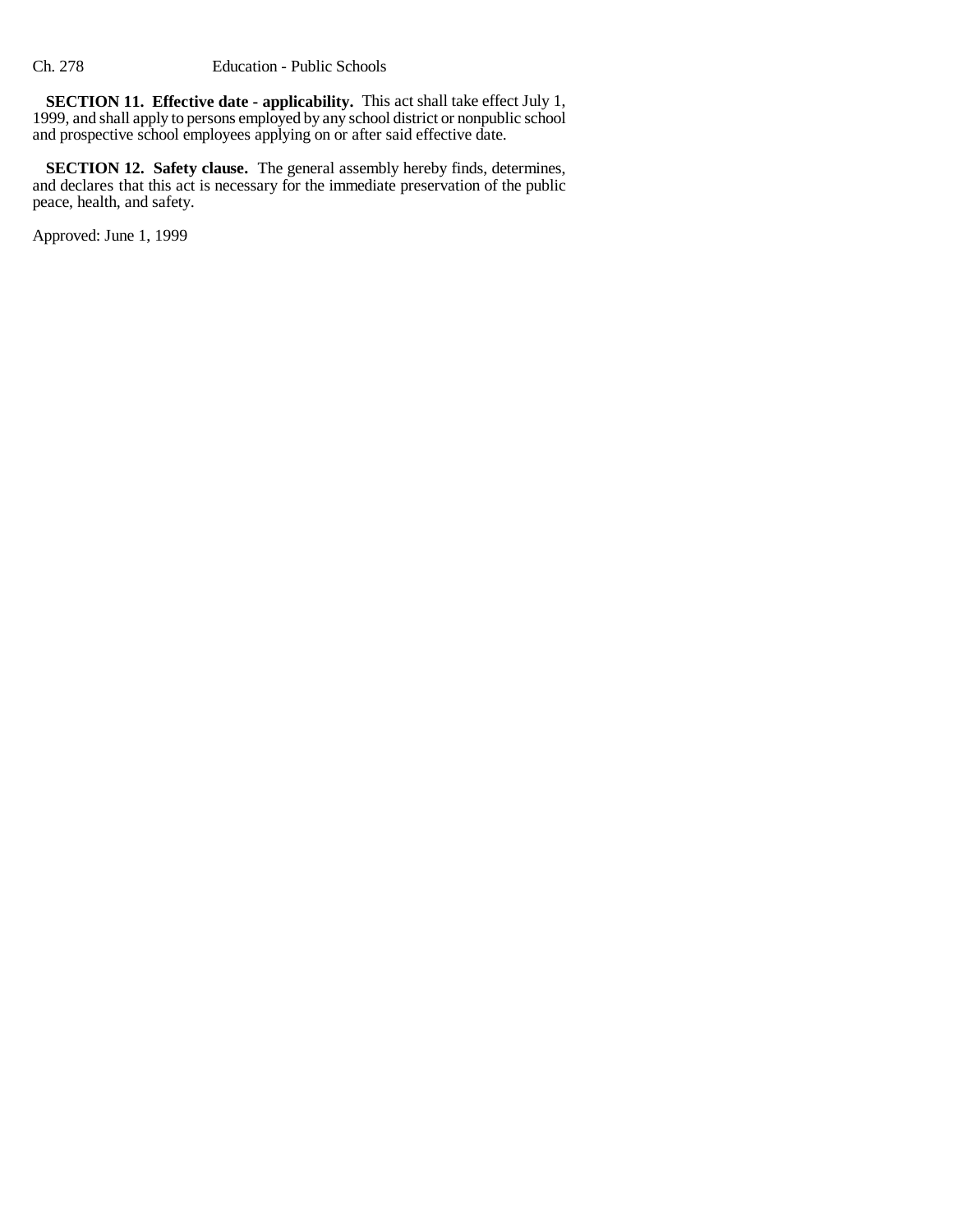**SECTION 11. Effective date - applicability.** This act shall take effect July 1, 1999, and shall apply to persons employed by any school district or nonpublic school and prospective school employees applying on or after said effective date.

**SECTION 12. Safety clause.** The general assembly hereby finds, determines, and declares that this act is necessary for the immediate preservation of the public peace, health, and safety.

Approved: June 1, 1999